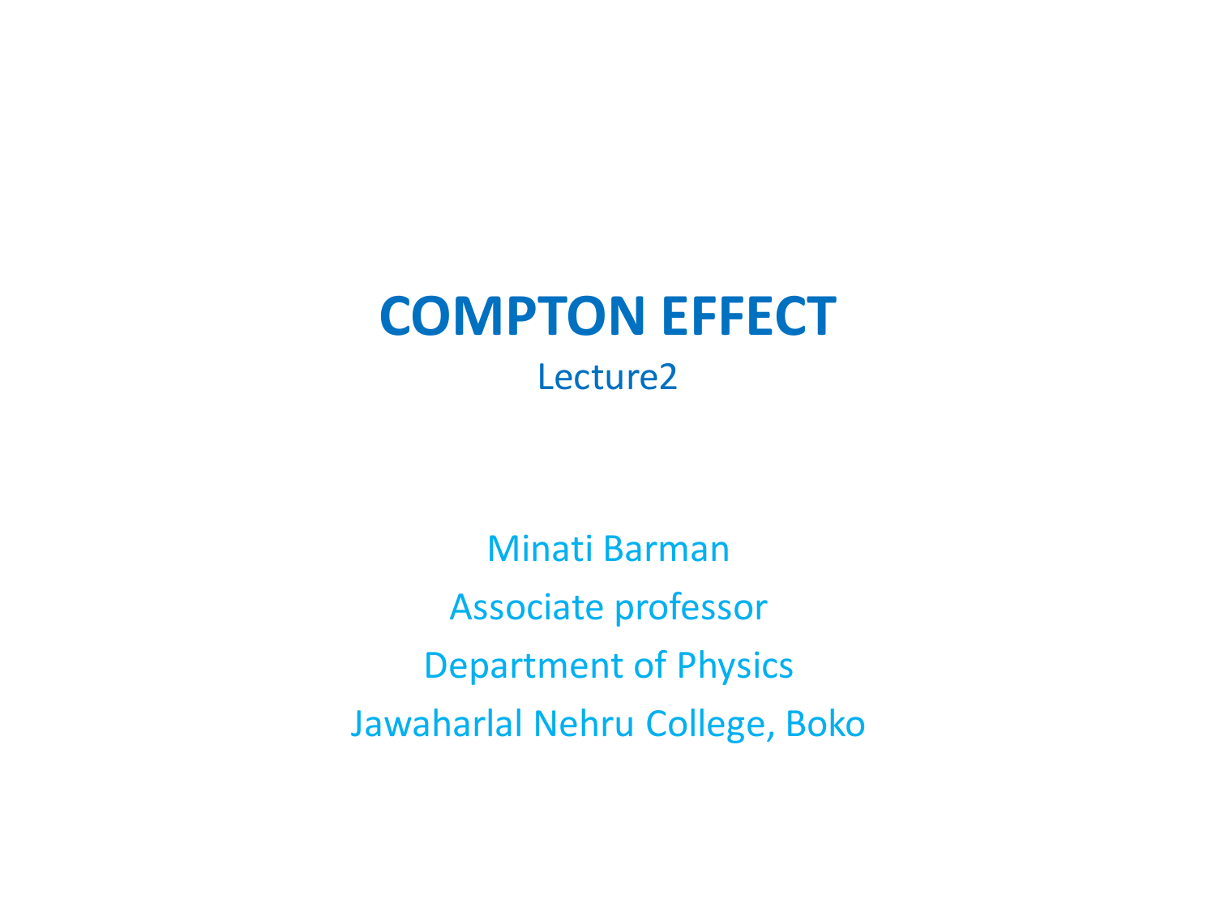# COMPTON EFFECT

Lecture2

Minati Barman

Associate professor

Department of Physics

Jawaharlal Nehru College, Boko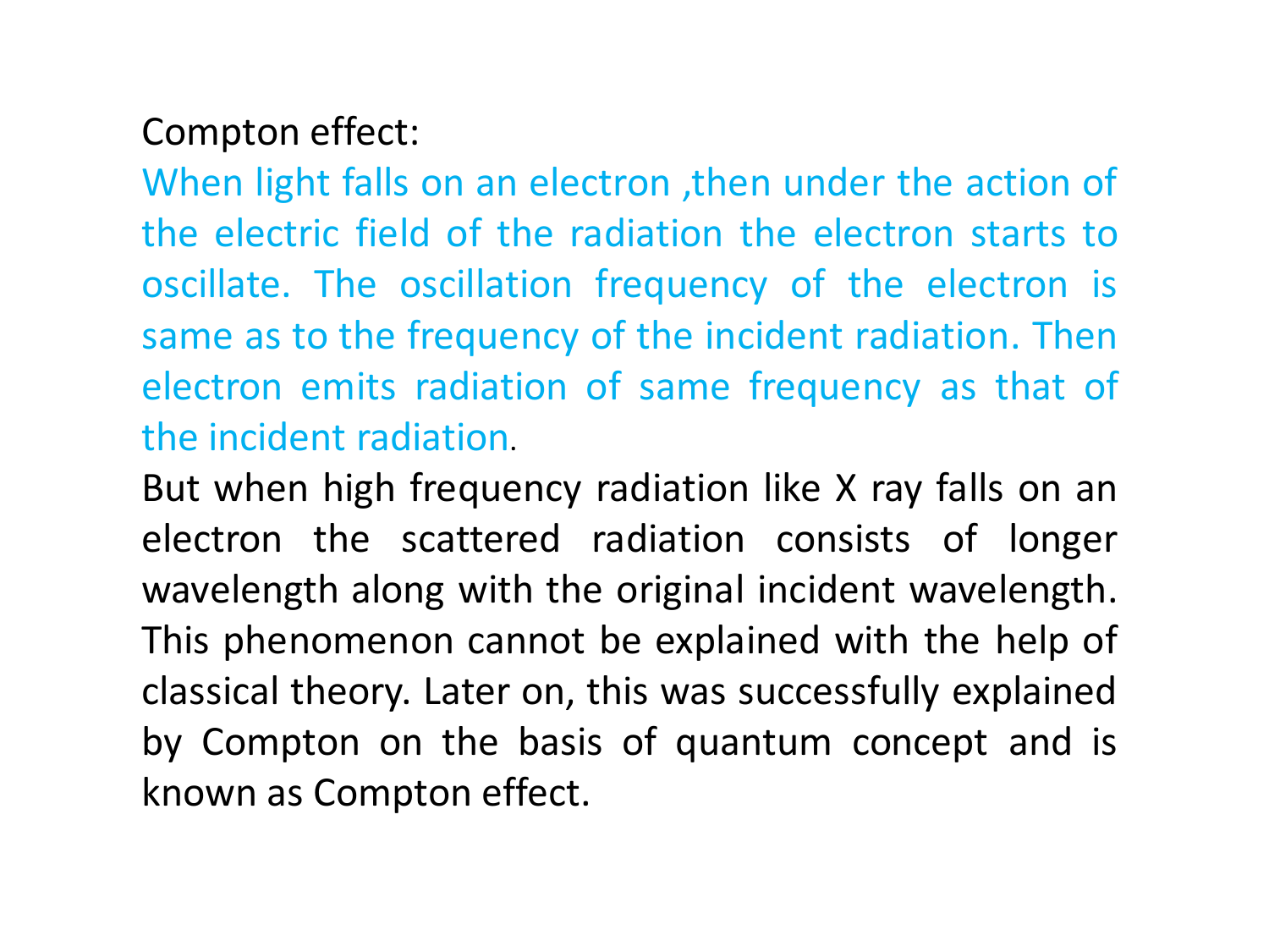Compton effect:

When light falls on an electron ,then under the action of the electric field of the radiation the electron starts to oscillate. The oscillation frequency of the electron is same as to the frequency of the incident radiation. Then electron emits radiation of same frequency as that of the incident radiation.

But when high frequency radiation like X ray falls on an electron the scattered radiation consists of longer wavelength along with the original incident wavelength. This phenomenon cannot be explained with the help of classical theory. Later on, this was successfully explained by Compton on the basis of quantum concept and is known as Compton effect.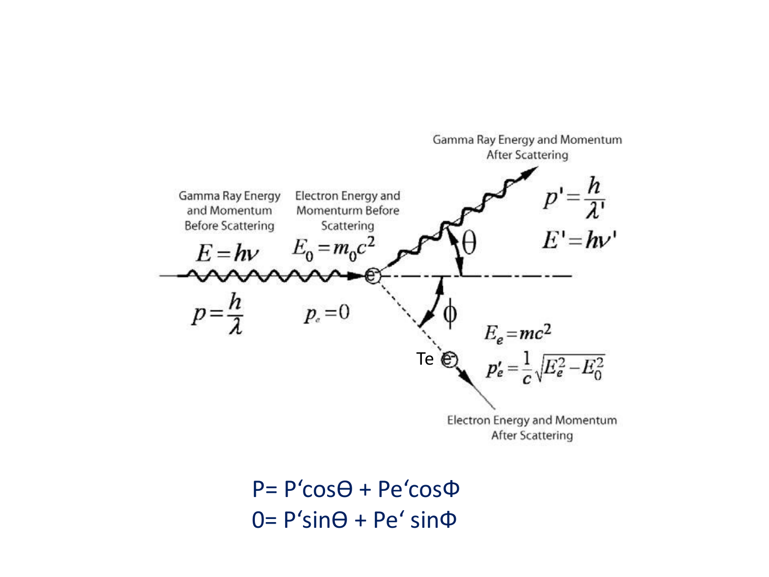Gamma Ray Energy and Momentum Before Scattering

$E = h\nu$

$p = \dfrac{h}{\lambda}$

Electron Energy and Momenturm Before Scattering

$E_0 = m_0 c^2$

$p_e = 0$

Gamma Ray Energy and Momentum After Scattering

$p' = \dfrac{h}{\lambda'}$

$E' = h\nu'$

$\theta$

$\phi$

Te

$E_e = mc^2$

$p'_e = \dfrac{1}{c}\sqrt{E_e^2 - E_0^2}$

Electron Energy and Momentum After Scattering

$$P = P' \cos\Theta + P_e' \cos\Phi$$

$$0 = P' \sin\Theta + P_e' \sin\Phi$$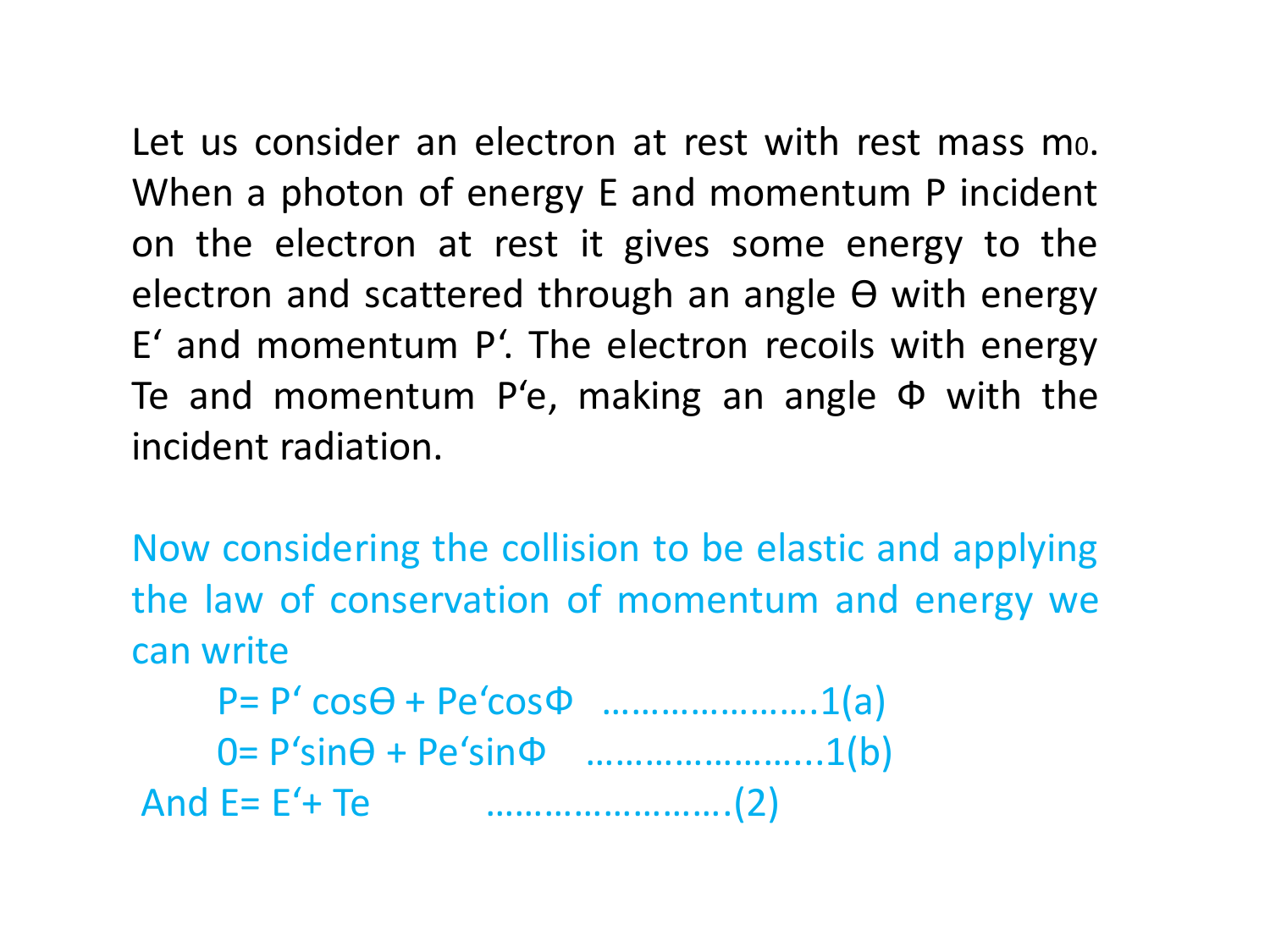Let us consider an electron at rest with rest mass $m_0$. When a photon of energy E and momentum P incident on the electron at rest it gives some energy to the electron and scattered through an angle $\Theta$ with energy E' and momentum P'. The electron recoils with energy Te and momentum P'e, making an angle $\Phi$ with the incident radiation.

Now considering the collision to be elastic and applying the law of conservation of momentum and energy we can write

$$P = P' \cos\Theta + P_e' \cos\Phi \quad \text{.....................1(a)}$$

$$0 = P' \sin\Theta + P_e' \sin\Phi \quad \text{.......................1(b)}$$

And $$E = E' + T_e \quad \text{........................(2)}$$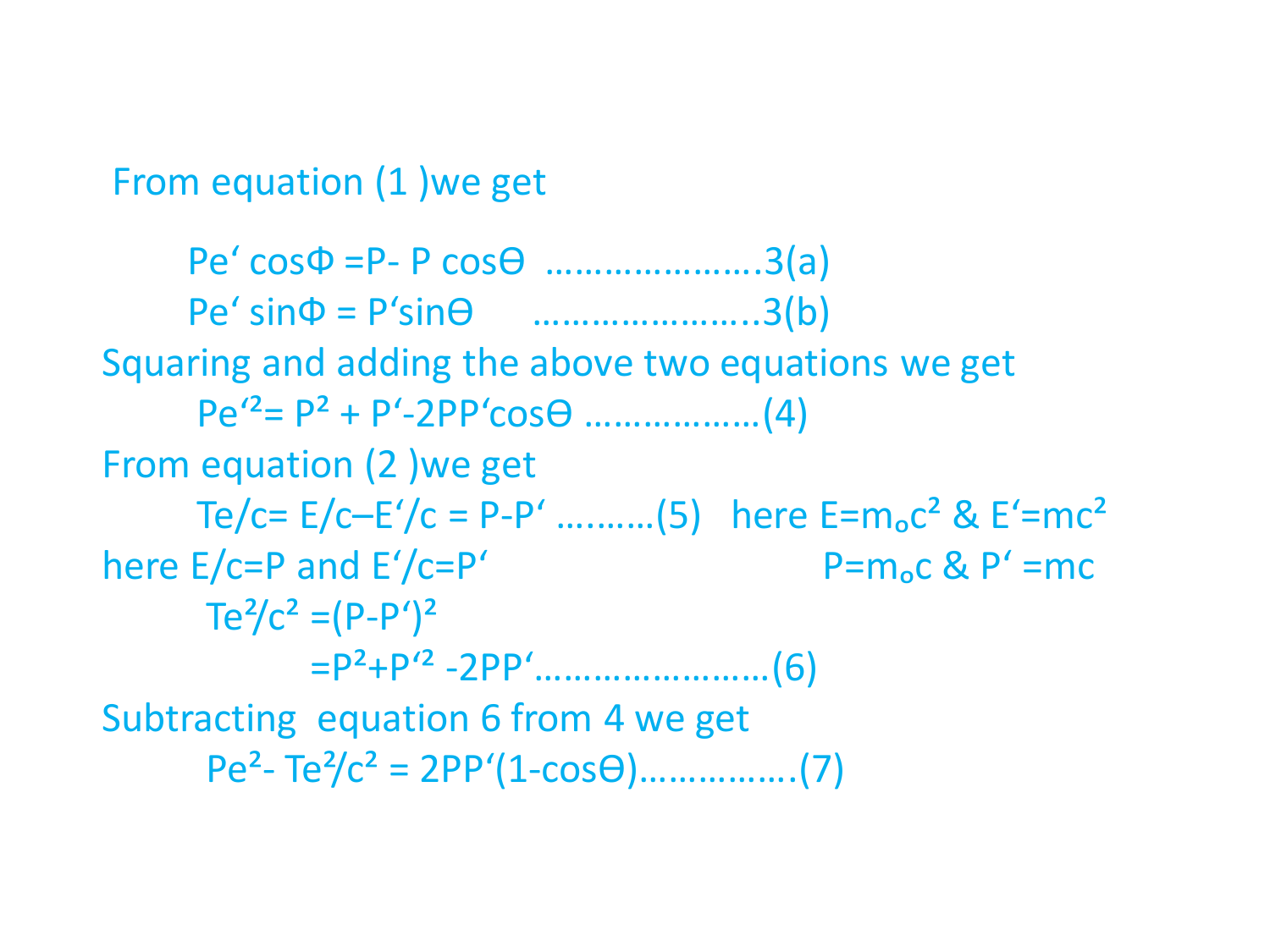From equation (1) we get

$$P_e' \cos\Phi = P - P \cos\Theta \quad \ldots\ldots\ldots\ldots\ldots\ldots\ldots 3(a)$$

$$P_e' \sin\Phi = P' \sin\Theta \quad \ldots\ldots\ldots\ldots\ldots\ldots\ldots 3(b)$$

Squaring and adding the above two equations we get

$$P_e'^2 = P^2 + P' - 2PP'\cos\Theta \quad \ldots\ldots\ldots\ldots\ldots\ldots (4)$$

From equation (2) we get

$$T_e/c = E/c - E'/c = P - P' \quad \ldots\ldots\ldots (5)$$

here $E = m_o c^2$ & $E' = mc^2$

here $E/c = P$ and $E'/c = P'$

$P = m_o c$ & $P' = mc$

$$T_e^2/c^2 = (P - P')^2$$

$$= P^2 + P'^2 - 2PP' \quad \ldots\ldots\ldots\ldots\ldots\ldots\ldots\ldots (6)$$

Subtracting equation 6 from 4 we get

$$P_e^2 - T_e^2/c^2 = 2PP'(1 - \cos\Theta) \quad \ldots\ldots\ldots\ldots\ldots (7)$$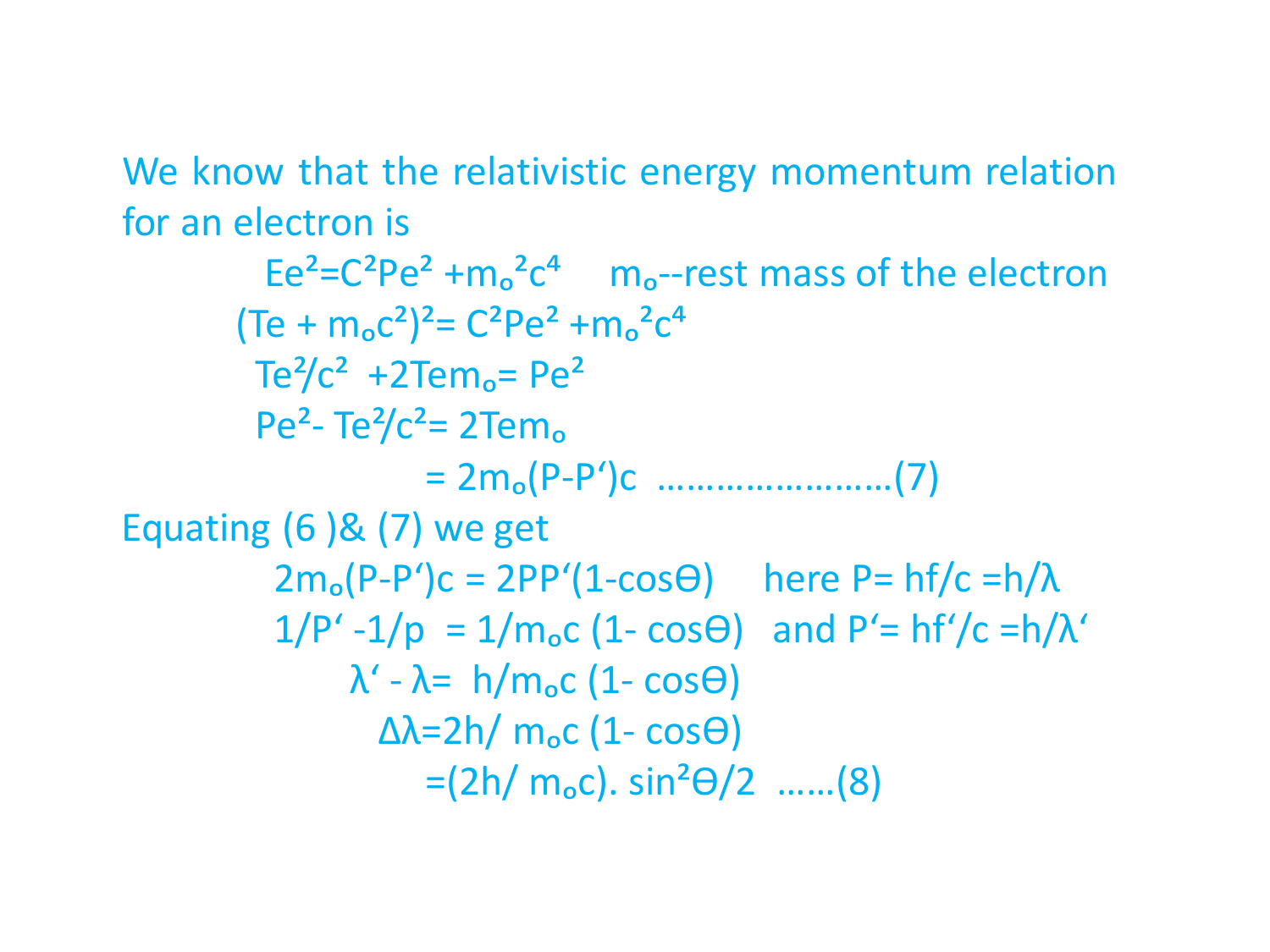We know that the relativistic energy momentum relation for an electron is

$$E_e^2 = C^2 P_e^2 + m_o^2 c^4 \quad m_o\text{--rest mass of the electron}$$

$$(T_e + m_o c^2)^2 = C^2 P_e^2 + m_o^2 c^4$$

$$T_e^2/c^2 + 2T_e m_o = P_e^2$$

$$P_e^2 - T_e^2/c^2 = 2T_e m_o$$

$$= 2m_o(P - P')c \quad \ldots\ldots\ldots\ldots\ldots\ldots\ldots\ldots(7)$$

Equating (6 )& (7) we get

$$2m_o(P - P')c = 2PP'(1 - \cos\Theta) \quad \text{here } P = hf/c = h/\lambda$$

$$1/P' - 1/p = 1/m_o c\,(1 - \cos\Theta) \quad \text{and } P' = hf'/c = h/\lambda'$$

$$\lambda' - \lambda = h/m_o c\,(1 - \cos\Theta)$$

$$\Delta\lambda = 2h/\,m_o c\,(1 - \cos\Theta)$$

$$= (2h/\,m_o c).\,\sin^2\Theta/2 \quad \ldots\ldots(8)$$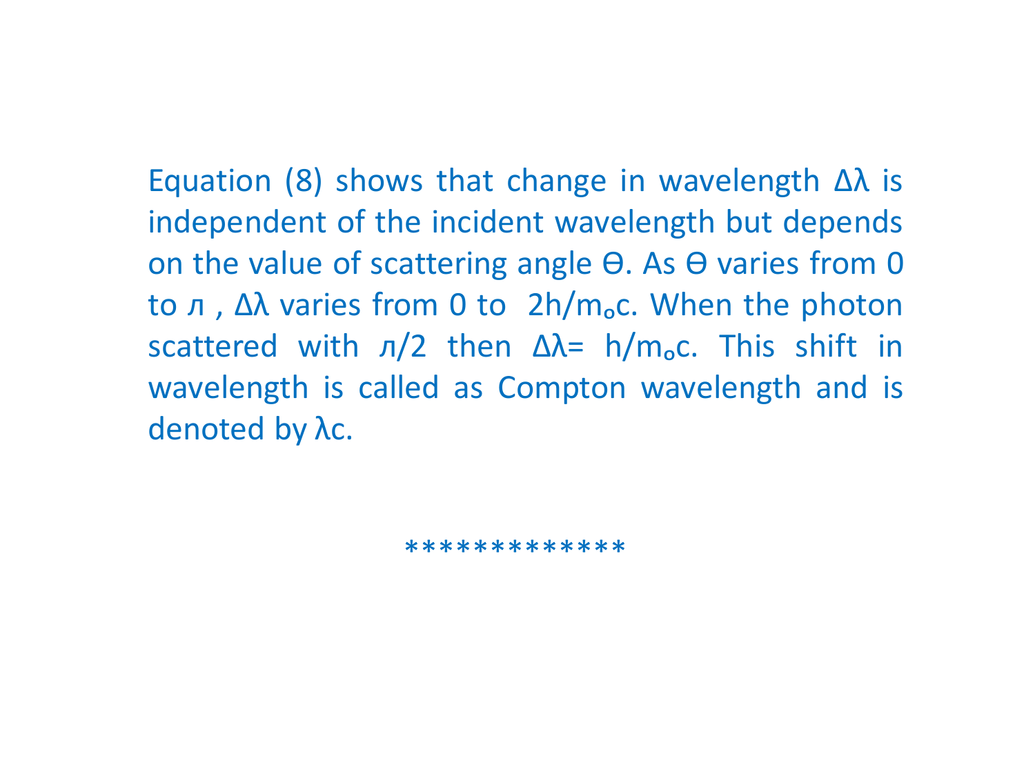Equation (8) shows that change in wavelength $\Delta\lambda$ is independent of the incident wavelength but depends on the value of scattering angle $\Theta$. As $\Theta$ varies from 0 to л , $\Delta\lambda$ varies from 0 to $2h/m_o c$. When the photon scattered with л/2 then $\Delta\lambda = h/m_o c$. This shift in wavelength is called as Compton wavelength and is denoted by $\lambda c$.

*************